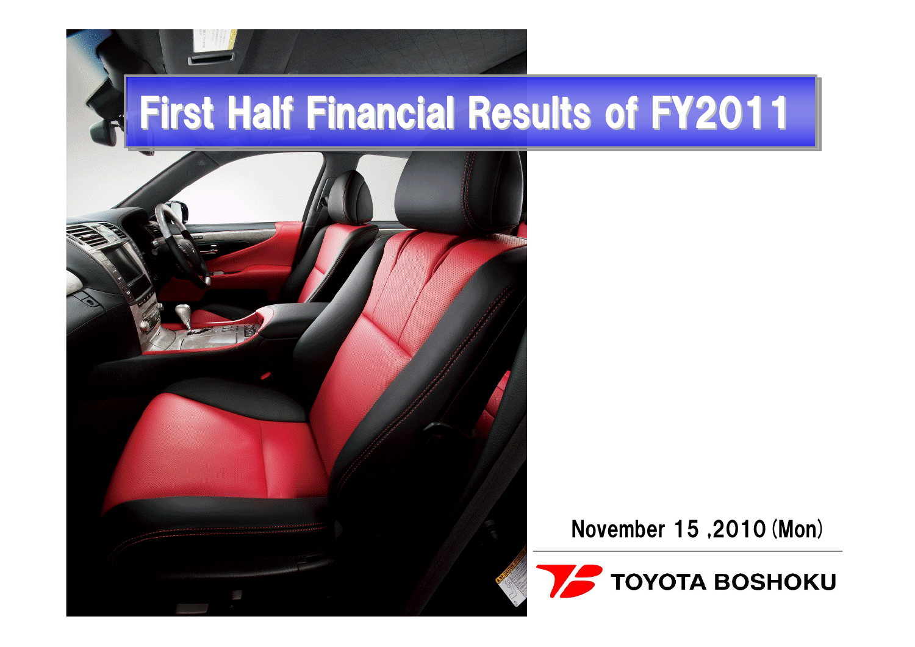# First Half Financial Results of FY2011

November 15 ,2010 (Mon)

TOYOTA BOSHOKU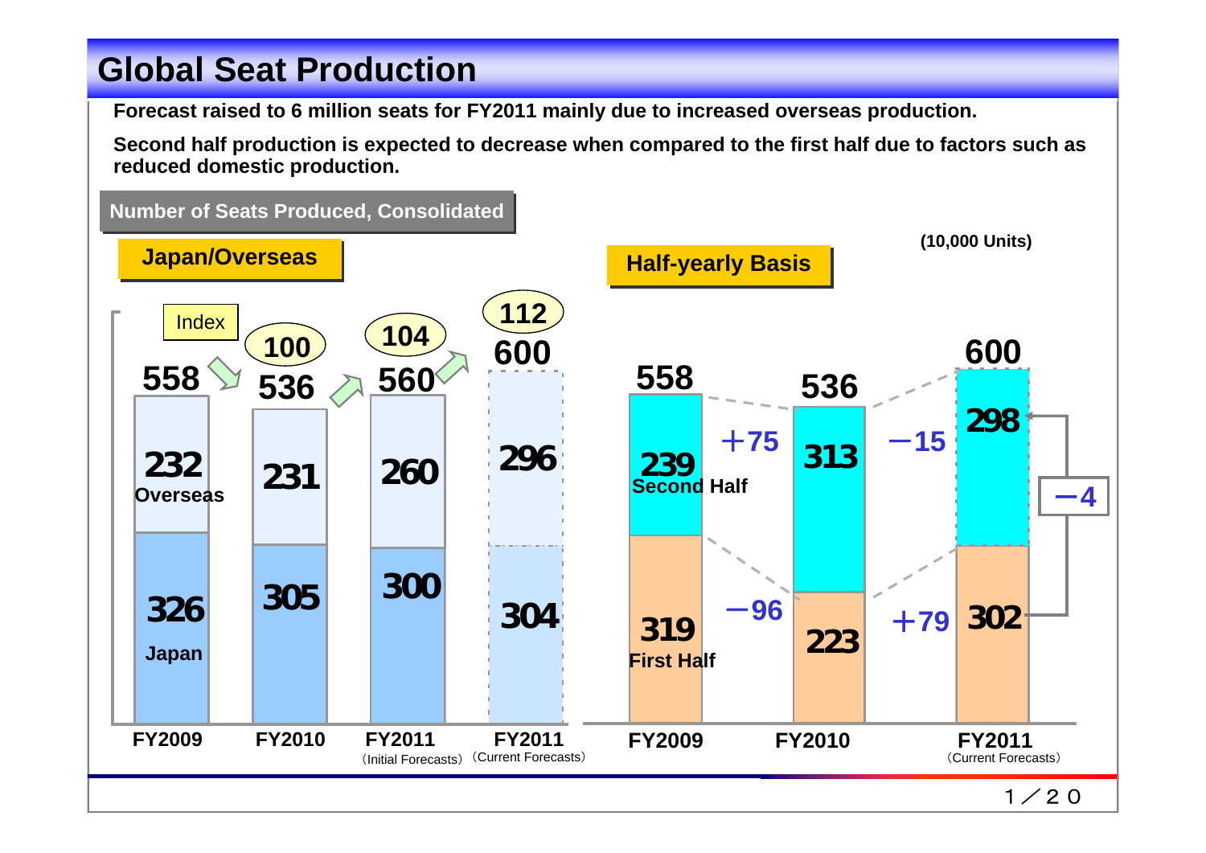# Global Seat Production

**Forecast raised to 6 million seats for FY2011 mainly due to increased overseas production.**

**Second half production is expected to decrease when compared to the first half due to factors such as reduced domestic production.**

## Number of Seats Produced, Consolidated

(10,000 Units)

### Japan/Overseas

| | FY2009 | FY2010 | FY2011 (Initial Forecasts) | FY2011 (Current Forecasts) |
|---|---|---|---|---|
| Index | | 100 | 104 | 112 |
| Total | 558 | 536 | 560 | 600 |
| Overseas | 232 | 231 | 260 | 296 |
| Japan | 326 | 305 | 300 | 304 |

### Half-yearly Basis

| | FY2009 | Change | FY2010 | Change | FY2011 (Current Forecasts) |
|---|---|---|---|---|---|
| Total | 558 | | 536 | | 600 |
| Second Half | 239 | +75 | 313 | −15 | 298 |
| First Half | 319 | −96 | 223 | +79 | 302 |

FY2011 Second Half vs. First Half: −4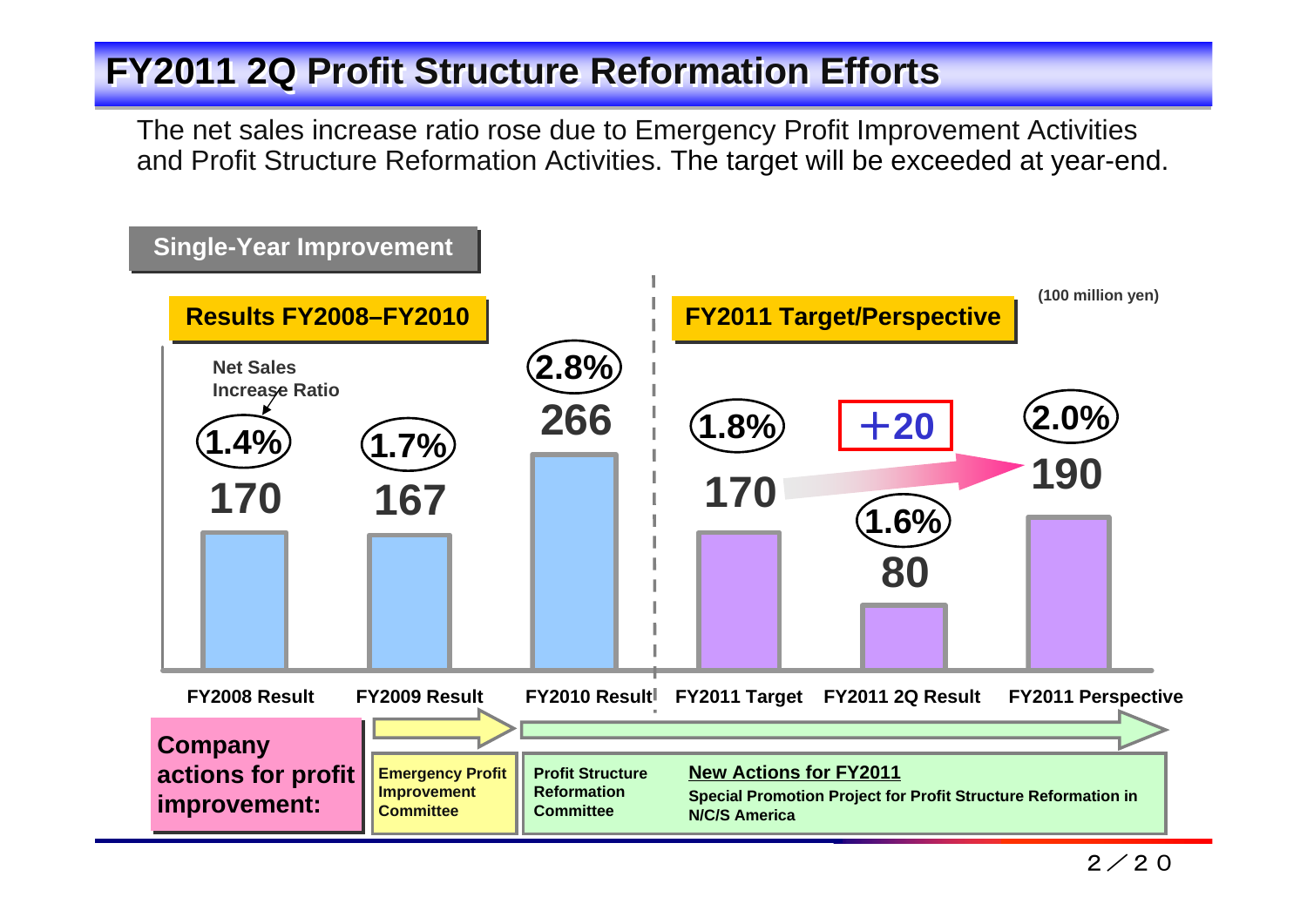# FY2011 2Q Profit Structure Reformation Efforts

The net sales increase ratio rose due to Emergency Profit Improvement Activities and Profit Structure Reformation Activities. The target will be exceeded at year-end.

**Single-Year Improvement**

(100 million yen)

| | Results FY2008–FY2010 | | | FY2011 Target/Perspective | | |
|---|---|---|---|---|---|---|
| | FY2008 Result | FY2009 Result | FY2010 Result | FY2011 Target | FY2011 2Q Result | FY2011 Perspective |
| Improvement | 170 | 167 | 266 | 170 | 80 | 190 |
| Net Sales Increase Ratio | 1.4% | 1.7% | 2.8% | 1.8% | 1.6% | 2.0% |

FY2011 Target → FY2011 Perspective: ＋20

**Company actions for profit improvement:**

- Emergency Profit Improvement Committee
- Profit Structure Reformation Committee
- **New Actions for FY2011**: Special Promotion Project for Profit Structure Reformation in N/C/S America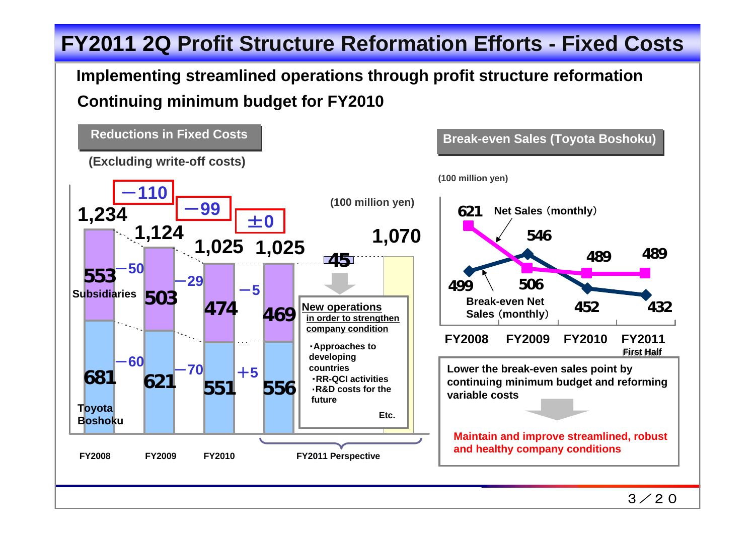# FY2011 2Q Profit Structure Reformation Efforts - Fixed Costs

**Implementing streamlined operations through profit structure reformation**

**Continuing minimum budget for FY2010**

## Reductions in Fixed Costs

**(Excluding write-off costs)**

(100 million yen)

| | FY2008 | FY2009 | FY2010 | FY2011 Perspective | |
|---|---|---|---|---|---|
| Total | 1,234 | 1,124 | 1,025 | 1,025 | 1,070 |
| Change | | −110 | −99 | ±0 | 45 |
| Subsidiaries | 553 | 503 (−50) | 474 (−29) | 469 (−5) | |
| Toyota Boshoku | 681 | 621 (−60) | 551 (−70) | 556 (+5) | |

**New operations** in order to strengthen company condition

- ・Approaches to developing countries
- ・RR-QCI activities
- ・R&D costs for the future

Etc.

## Break-even Sales (Toyota Boshoku)

(100 million yen)

| | FY2008 | FY2009 | FY2010 | FY2011 First Half |
|---|---|---|---|---|
| Net Sales (monthly) | 621 | 506 | 489 | 489 |
| Break-even Net Sales (monthly) | 499 | 546 | 452 | 432 |

Lower the break-even sales point by continuing minimum budget and reforming variable costs

**Maintain and improve streamlined, robust and healthy company conditions**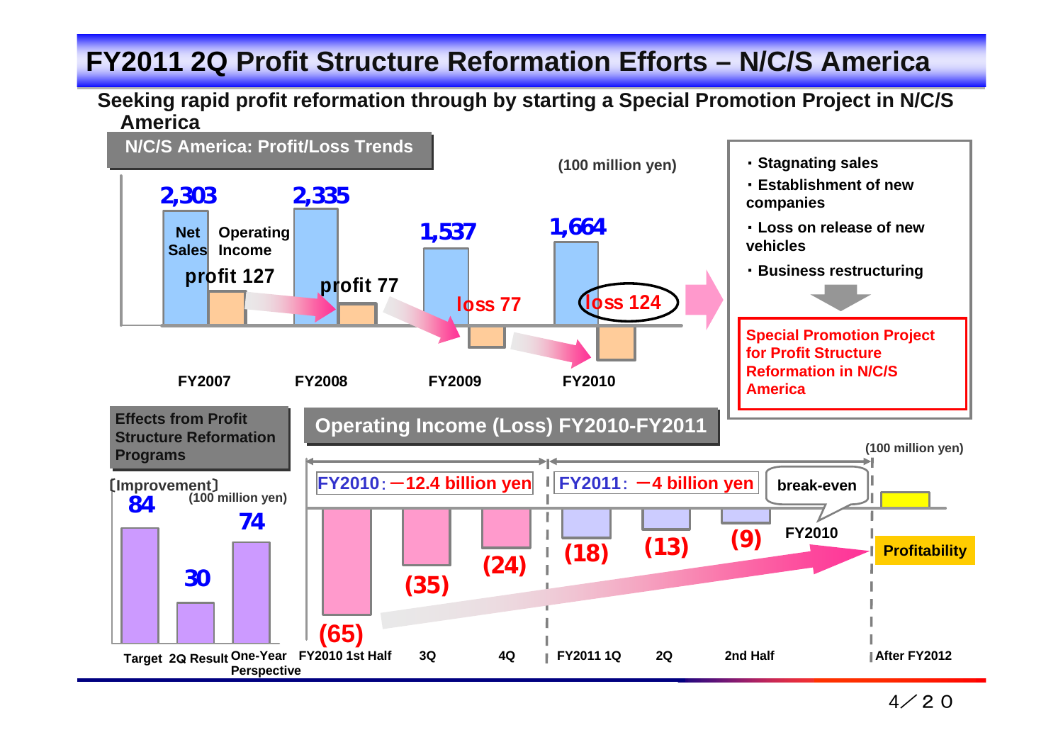# FY2011 2Q Profit Structure Reformation Efforts – N/C/S America

**Seeking rapid profit reformation through by starting a Special Promotion Project in N/C/S America**

## N/C/S America: Profit/Loss Trends

(100 million yen)

| | FY2007 | FY2008 | FY2009 | FY2010 |
|---|---|---|---|---|
| Net Sales | 2,303 | 2,335 | 1,537 | 1,664 |
| Operating Income | profit 127 | profit 77 | loss 77 | loss 124 |

- ・Stagnating sales
- ・Establishment of new companies
- ・Loss on release of new vehicles
- ・Business restructuring

**Special Promotion Project for Profit Structure Reformation in N/C/S America**

## Effects from Profit Structure Reformation Programs

〔Improvement〕 (100 million yen)

| Target | 2Q Result | One-Year Perspective |
|---|---|---|
| 84 | 30 | 74 |

## Operating Income (Loss) FY2010-FY2011

(100 million yen)

FY2010：－12.4 billion yen

FY2011：－4 billion yen

| FY2010 1st Half | 3Q | 4Q | FY2011 1Q | 2Q | 2nd Half | After FY2012 |
|---|---|---|---|---|---|---|
| (65) | (35) | (24) | (18) | (13) | (9) | Profitability |

break-even

FY2010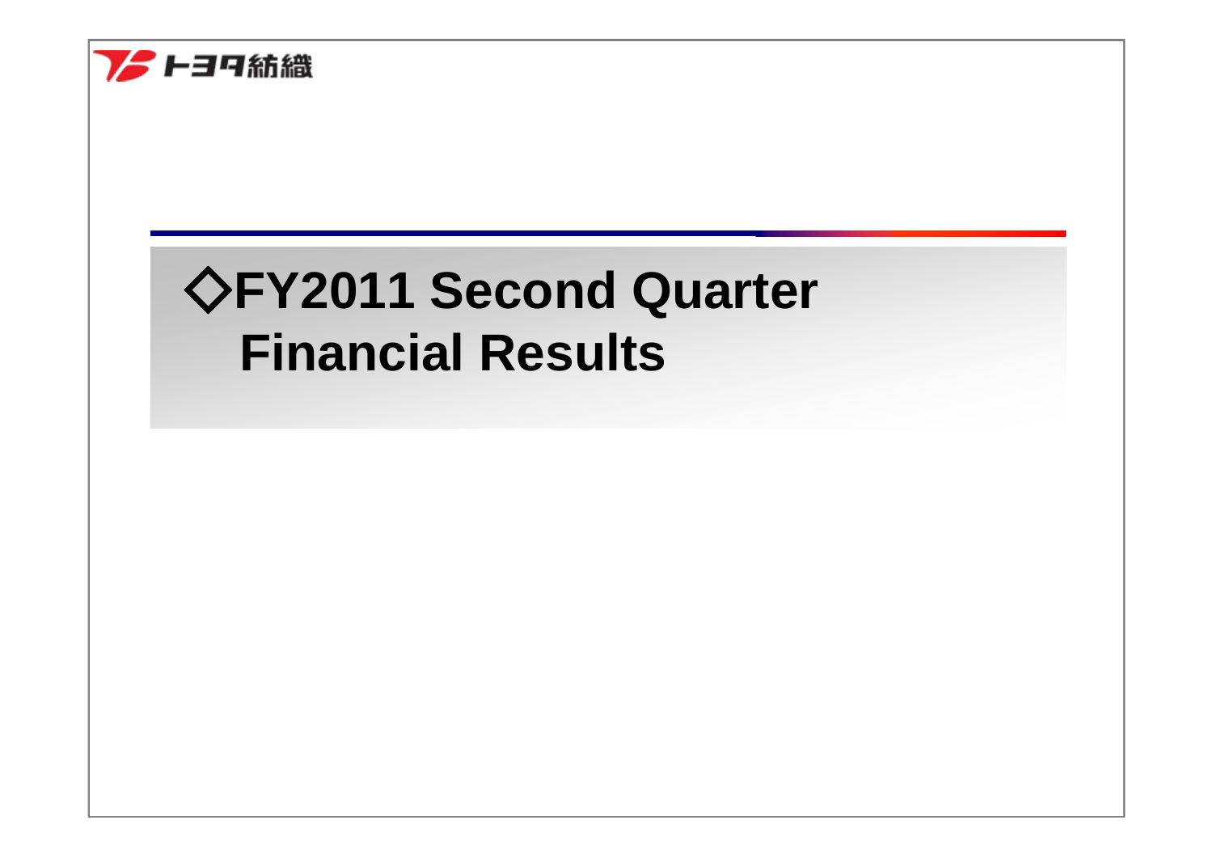# ◇FY2011 Second Quarter Financial Results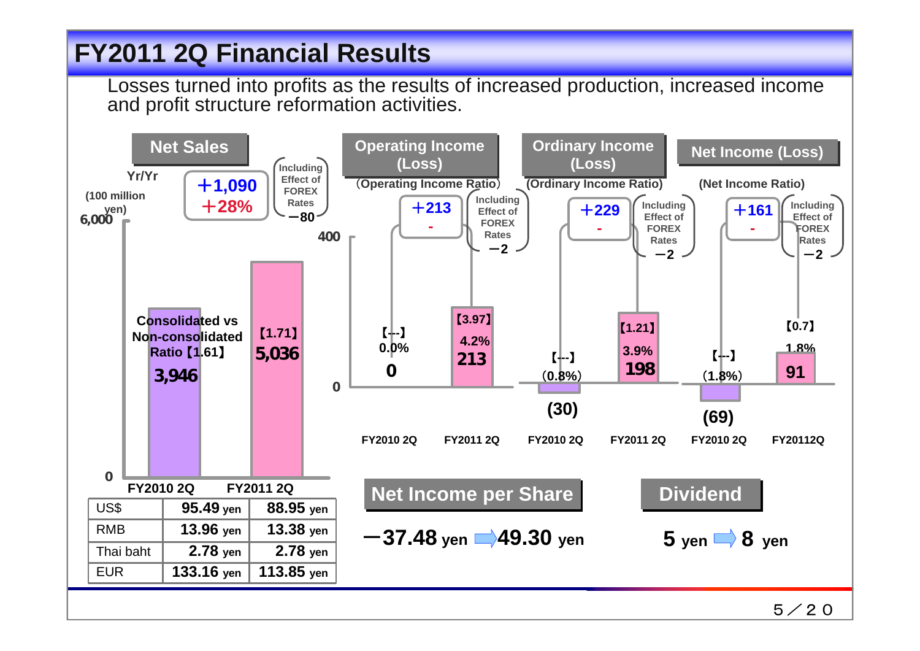# FY2011 2Q Financial Results

Losses turned into profits as the results of increased production, increased income and profit structure reformation activities.

## Net Sales

Yr/Yr: +1,090 / +28% (Including Effect of FOREX Rates −80)

(100 million yen)

| | FY2010 2Q | FY2011 2Q |
|---|---|---|
| Net Sales | 3,946 | 5,036 |
| Consolidated vs Non-consolidated Ratio | 【1.61】 | 【1.71】 |

## Operating Income (Loss)

(Operating Income Ratio)

+213 (Including Effect of FOREX Rates −2)

| | FY2010 2Q | FY2011 2Q |
|---|---|---|
| Operating Income (Loss) | 0 | 213 |
| Operating Income Ratio | 0.0% | 4.2% |
| Consolidated vs Non-consolidated Ratio | 【---】 | 【3.97】 |

## Ordinary Income (Loss)

(Ordinary Income Ratio)

+229 (Including Effect of FOREX Rates −2)

| | FY2010 2Q | FY2011 2Q |
|---|---|---|
| Ordinary Income (Loss) | (30) | 198 |
| Ordinary Income Ratio | (0.8%) | 3.9% |
| Consolidated vs Non-consolidated Ratio | 【---】 | 【1.21】 |

## Net Income (Loss)

(Net Income Ratio)

+161 (Including Effect of FOREX Rates −2)

| | FY2010 2Q | FY2011 2Q |
|---|---|---|
| Net Income (Loss) | (69) | 91 |
| Net Income Ratio | (1.8%) | 1.8% |
| Consolidated vs Non-consolidated Ratio | 【---】 | 【0.7】 |

## Exchange Rates

| | FY2010 2Q | FY2011 2Q |
|---|---|---|
| US$ | 95.49 yen | 88.95 yen |
| RMB | 13.96 yen | 13.38 yen |
| Thai baht | 2.78 yen | 2.78 yen |
| EUR | 133.16 yen | 113.85 yen |

## Net Income per Share

−37.48 yen ⇨ 49.30 yen

## Dividend

5 yen ⇨ 8 yen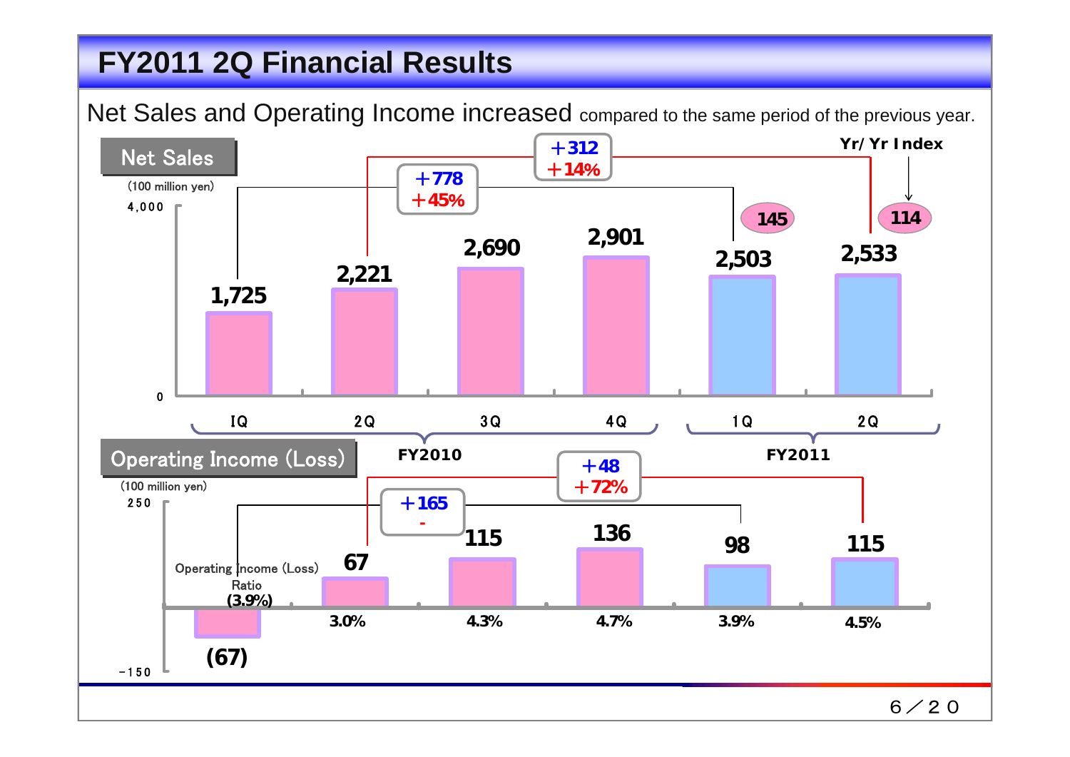# FY2011 2Q Financial Results

Net Sales and Operating Income increased compared to the same period of the previous year.

## Net Sales

(100 million yen)

| | FY2010 1Q | FY2010 2Q | FY2010 3Q | FY2010 4Q | FY2011 1Q | FY2011 2Q |
|---|---|---|---|---|---|---|
| Net Sales | 1,725 | 2,221 | 2,690 | 2,901 | 2,503 | 2,533 |
| Yr/Yr Index | | | | | 145 | 114 |

- FY2011 1Q vs FY2010 1Q: +778, +45%
- FY2011 2Q vs FY2010 2Q: +312, +14%

## Operating Income (Loss)

(100 million yen)

| | FY2010 1Q | FY2010 2Q | FY2010 3Q | FY2010 4Q | FY2011 1Q | FY2011 2Q |
|---|---|---|---|---|---|---|
| Operating Income (Loss) | (67) | 67 | 115 | 136 | 98 | 115 |
| Operating Income (Loss) Ratio | (3.9%) | 3.0% | 4.3% | 4.7% | 3.9% | 4.5% |

- FY2011 1Q vs FY2010 1Q: +165, -
- FY2011 2Q vs FY2010 2Q: +48, +72%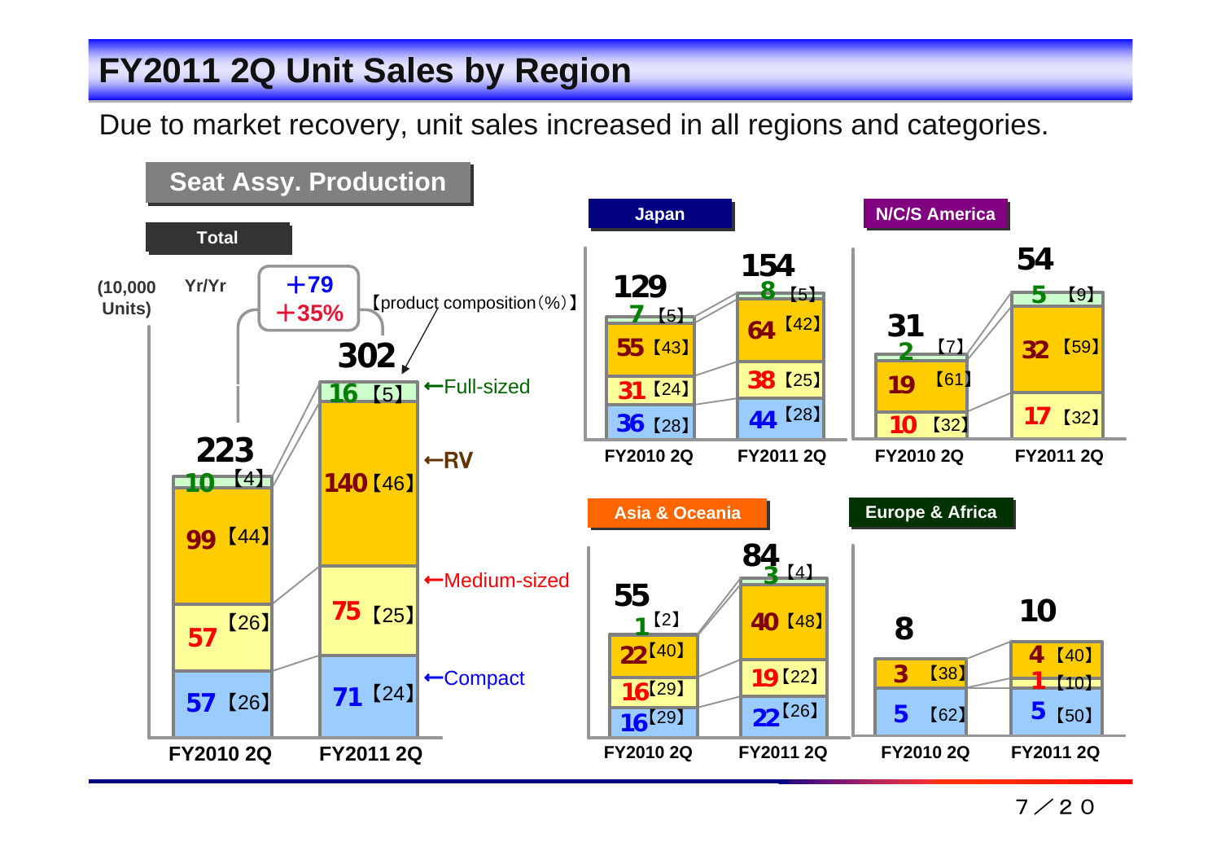# FY2011 2Q Unit Sales by Region

Due to market recovery, unit sales increased in all regions and categories.

## Seat Assy. Production

### Total

(10,000 Units) 【product composition (%)】

Yr/Yr: +79 / +35%

| Category | FY2010 2Q | FY2011 2Q |
|---|---|---|
| Full-sized | 10 【4】 | 16 【5】 |
| RV | 99 【44】 | 140 【46】 |
| Medium-sized | 57 【26】 | 75 【25】 |
| Compact | 57 【26】 | 71 【24】 |
| Total | 223 | 302 |

### Japan

| Category | FY2010 2Q | FY2011 2Q |
|---|---|---|
| Full-sized | 7 【5】 | 8 【5】 |
| RV | 55 【43】 | 64 【42】 |
| Medium-sized | 31 【24】 | 38 【25】 |
| Compact | 36 【28】 | 44 【28】 |
| Total | 129 | 154 |

### N/C/S America

| Category | FY2010 2Q | FY2011 2Q |
|---|---|---|
| Full-sized | 2 【7】 | 5 【9】 |
| RV | 19 【61】 | 32 【59】 |
| Medium-sized | 10 【32】 | 17 【32】 |
| Total | 31 | 54 |

### Asia & Oceania

| Category | FY2010 2Q | FY2011 2Q |
|---|---|---|
| Full-sized | 1 【2】 | 3 【4】 |
| RV | 22 【40】 | 40 【48】 |
| Medium-sized | 16 【29】 | 19 【22】 |
| Compact | 16 【29】 | 22 【26】 |
| Total | 55 | 84 |

### Europe & Africa

| Category | FY2010 2Q | FY2011 2Q |
|---|---|---|
| RV | 3 【38】 | 4 【40】 |
| Medium-sized | | 1 【10】 |
| Compact | 5 【62】 | 5 【50】 |
| Total | 8 | 10 |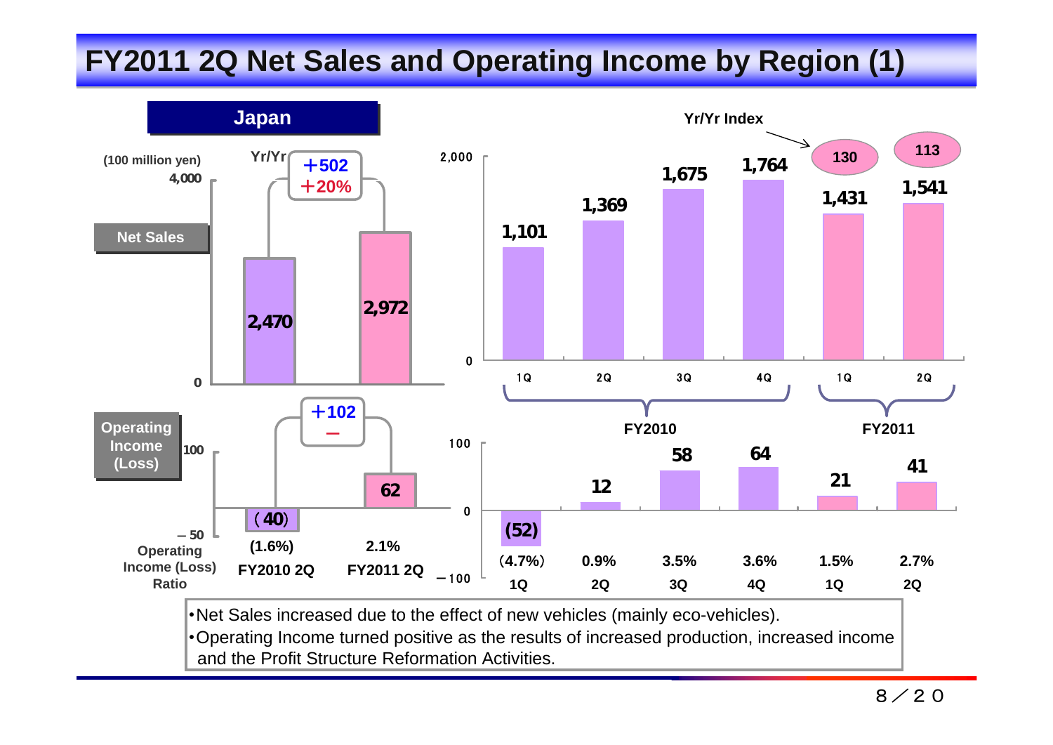# FY2011 2Q Net Sales and Operating Income by Region (1)

## Japan

(100 million yen)

**Net Sales**

| | FY2010 2Q | FY2011 2Q | Yr/Yr |
|---|---|---|---|
| Net Sales | 2,470 | 2,972 | +502 (+20%) |
| Operating Income (Loss) | (40) | 62 | +102 (−) |
| Operating Income (Loss) Ratio | (1.6%) | 2.1% | |

**Quarterly trend**

| | FY2010 1Q | FY2010 2Q | FY2010 3Q | FY2010 4Q | FY2011 1Q | FY2011 2Q |
|---|---|---|---|---|---|---|
| Net Sales | 1,101 | 1,369 | 1,675 | 1,764 | 1,431 | 1,541 |
| Yr/Yr Index | | | | | 130 | 113 |
| Operating Income (Loss) | (52) | 12 | 58 | 64 | 21 | 41 |
| Operating Income (Loss) Ratio | (4.7%) | 0.9% | 3.5% | 3.6% | 1.5% | 2.7% |

- Net Sales increased due to the effect of new vehicles (mainly eco-vehicles).
- Operating Income turned positive as the results of increased production, increased income and the Profit Structure Reformation Activities.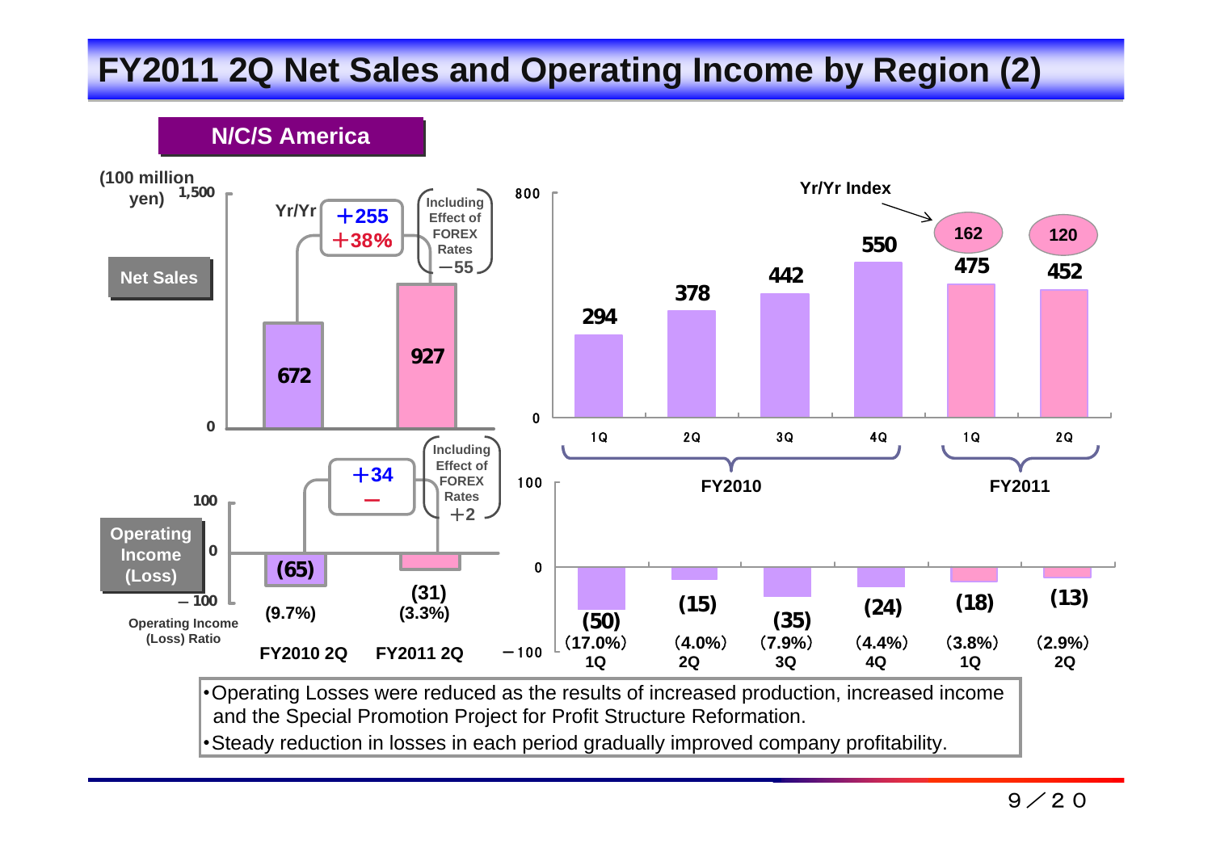# FY2011 2Q Net Sales and Operating Income by Region (2)

## N/C/S America

(100 million yen)

**Net Sales**

| | FY2010 2Q | FY2011 2Q |
|---|---|---|
| Net Sales | 672 | 927 |

Yr/Yr: +255, +38% (Including Effect of FOREX Rates −55)

**Operating Income (Loss)**

| | FY2010 2Q | FY2011 2Q |
|---|---|---|
| Operating Income (Loss) | (65) | (31) |
| Operating Income (Loss) Ratio | (9.7%) | (3.3%) |

Yr/Yr: +34, − (Including Effect of FOREX Rates +2)

**Quarterly Net Sales**

| | FY2010 1Q | FY2010 2Q | FY2010 3Q | FY2010 4Q | FY2011 1Q | FY2011 2Q |
|---|---|---|---|---|---|---|
| Net Sales | 294 | 378 | 442 | 550 | 475 | 452 |
| Yr/Yr Index | | | | | 162 | 120 |

**Quarterly Operating Income (Loss)**

| | FY2010 1Q | FY2010 2Q | FY2010 3Q | FY2010 4Q | FY2011 1Q | FY2011 2Q |
|---|---|---|---|---|---|---|
| Operating Income (Loss) | (50) | (15) | (35) | (24) | (18) | (13) |
| Ratio | (17.0%) | (4.0%) | (7.9%) | (4.4%) | (3.8%) | (2.9%) |

- Operating Losses were reduced as the results of increased production, increased income and the Special Promotion Project for Profit Structure Reformation.
- Steady reduction in losses in each period gradually improved company profitability.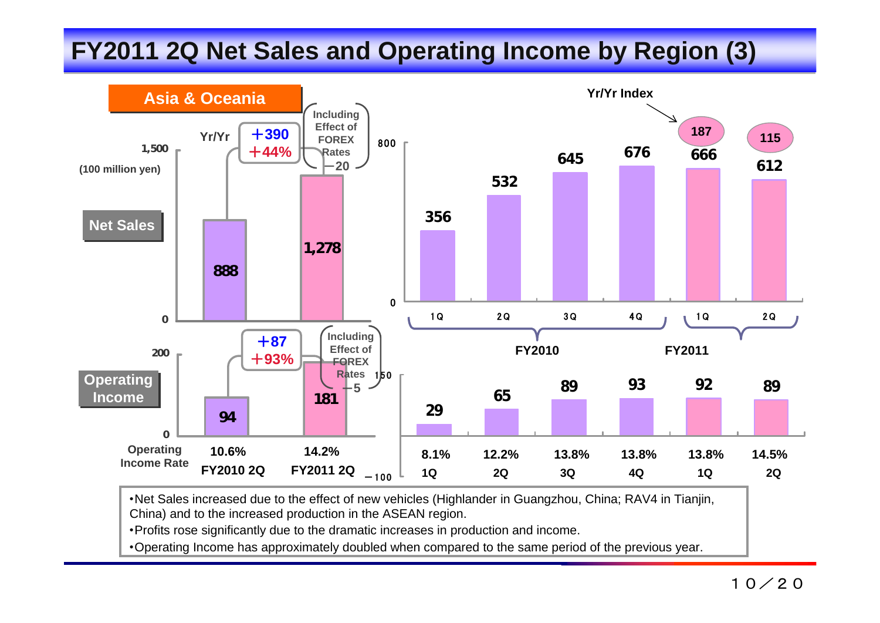# FY2011 2Q Net Sales and Operating Income by Region (3)

## Asia & Oceania

(100 million yen)

**Net Sales**

| | FY2010 2Q | FY2011 2Q |
|---|---|---|
| Net Sales | 888 | 1,278 |

Yr/Yr: +390, +44% (Including Effect of FOREX Rates −20)

**Operating Income**

| | FY2010 2Q | FY2011 2Q |
|---|---|---|
| Operating Income | 94 | 181 |
| Operating Income Rate | 10.6% | 14.2% |

Yr/Yr: +87, +93% (Including Effect of FOREX Rates −5)

**Quarterly Trend**

| | FY2010 1Q | FY2010 2Q | FY2010 3Q | FY2010 4Q | FY2011 1Q | FY2011 2Q |
|---|---|---|---|---|---|---|
| Net Sales | 356 | 532 | 645 | 676 | 666 | 612 |
| Yr/Yr Index | | | | | 187 | 115 |
| Operating Income | 29 | 65 | 89 | 93 | 92 | 89 |
| Operating Income Rate | 8.1% | 12.2% | 13.8% | 13.8% | 13.8% | 14.5% |

- Net Sales increased due to the effect of new vehicles (Highlander in Guangzhou, China; RAV4 in Tianjin, China) and to the increased production in the ASEAN region.
- Profits rose significantly due to the dramatic increases in production and income.
- Operating Income has approximately doubled when compared to the same period of the previous year.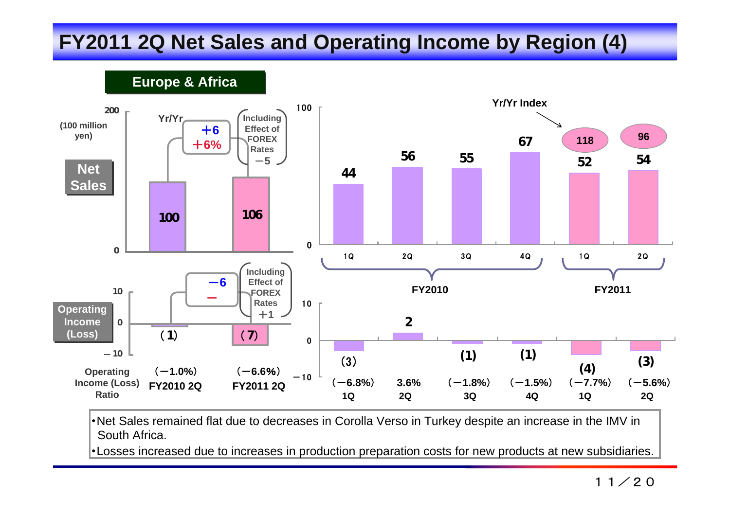# FY2011 2Q Net Sales and Operating Income by Region (4)

## Europe & Africa

**Net Sales** (100 million yen)

| | FY2010 2Q | FY2011 2Q | Yr/Yr | Including Effect of FOREX Rates |
|---|---|---|---|---|
| Net Sales | 100 | 106 | +6 (+6%) | −5 |

| | FY2010 | | | | FY2011 | |
|---|---|---|---|---|---|---|
| | 1Q | 2Q | 3Q | 4Q | 1Q | 2Q |
| Net Sales | 44 | 56 | 55 | 67 | 52 | 54 |
| Yr/Yr Index | | | | | 118 | 96 |

**Operating Income (Loss)**

| | FY2010 2Q | FY2011 2Q | Yr/Yr | Including Effect of FOREX Rates |
|---|---|---|---|---|
| Operating Income (Loss) | (1) | (7) | −6 (−) | +1 |
| Operating Income (Loss) Ratio | (−1.0%) | (−6.6%) | | |

| | FY2010 | | | | FY2011 | |
|---|---|---|---|---|---|---|
| | 1Q | 2Q | 3Q | 4Q | 1Q | 2Q |
| Operating Income (Loss) | (3) | 2 | (1) | (1) | (4) | (3) |
| Operating Income (Loss) Ratio | (−6.8%) | 3.6% | (−1.8%) | (−1.5%) | (−7.7%) | (−5.6%) |

- Net Sales remained flat due to decreases in Corolla Verso in Turkey despite an increase in the IMV in South Africa.
- Losses increased due to increases in production preparation costs for new products at new subsidiaries.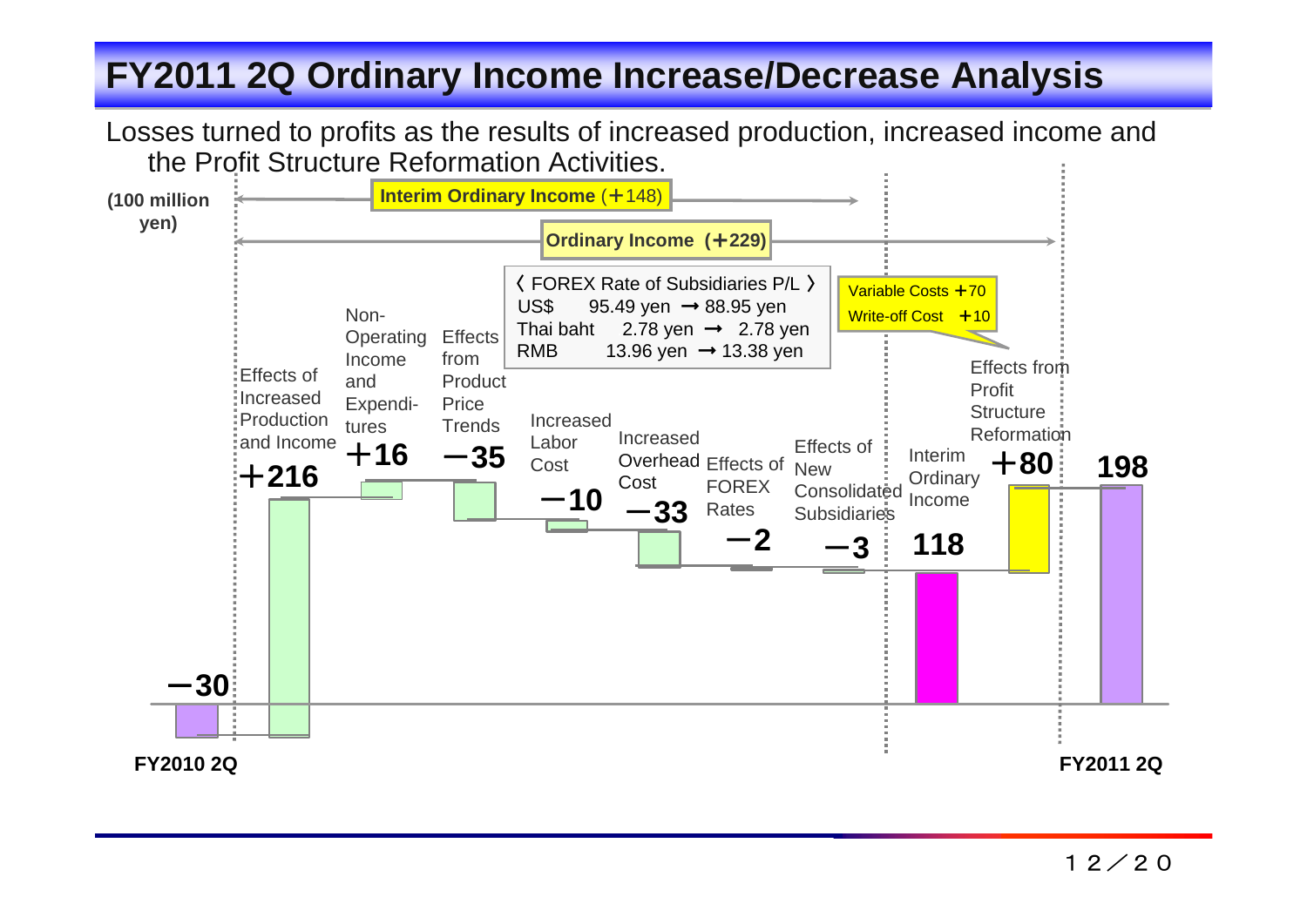# FY2011 2Q Ordinary Income Increase/Decrease Analysis

Losses turned to profits as the results of increased production, increased income and the Profit Structure Reformation Activities.

(100 million yen)

Interim Ordinary Income (＋148)

Ordinary Income (＋229)

〈 FOREX Rate of Subsidiaries P/L 〉

| | | |
|---|---|---|
| US$ | 95.49 yen → 88.95 yen | |
| Thai baht | 2.78 yen → 2.78 yen | |
| RMB | 13.96 yen → 13.38 yen | |

Variable Costs ＋70
Write-off Cost ＋10

| Item | Amount |
|---|---|
| FY2010 2Q | −30 |
| Effects of Increased Production and Income | ＋216 |
| Non-Operating Income and Expenditures | ＋16 |
| Effects from Product Price Trends | −35 |
| Increased Labor Cost | −10 |
| Increased Overhead Cost | −33 |
| Effects of FOREX Rates | −2 |
| Effects of New Consolidated Subsidiaries | −3 |
| Interim Ordinary Income | 118 |
| Effects from Profit Structure Reformation | ＋80 |
| FY2011 2Q | 198 |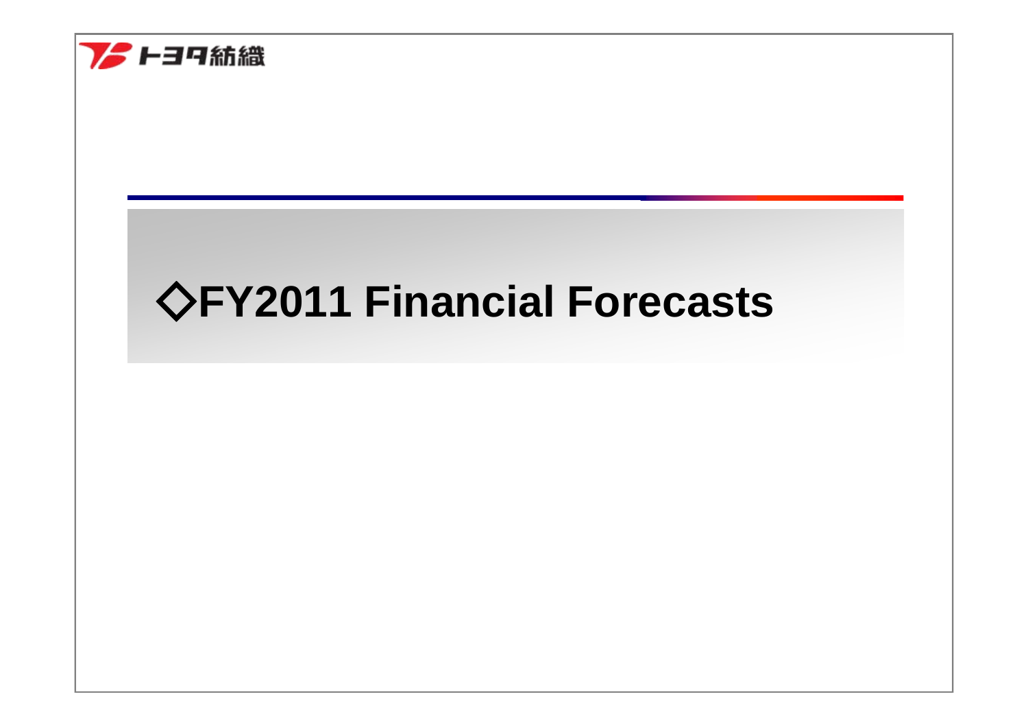# ◇FY2011 Financial Forecasts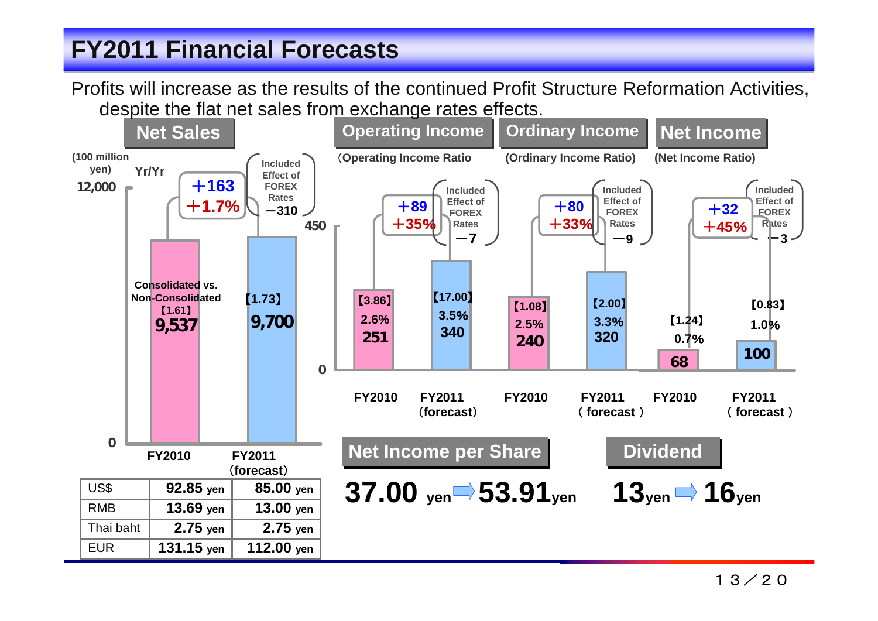# FY2011 Financial Forecasts

Profits will increase as the results of the continued Profit Structure Reformation Activities, despite the flat net sales from exchange rates effects.

## Net Sales

(100 million yen)

| | FY2010 | FY2011 (forecast) |
|---|---|---|
| Net Sales | 9,537 | 9,700 |
| Consolidated vs. Non-Consolidated | 【1.61】 | 【1.73】 |

Yr/Yr: +163 / +1.7% (Included Effect of FOREX Rates −310)

| | FY2010 | FY2011 (forecast) |
|---|---|---|
| US$ | 92.85 yen | 85.00 yen |
| RMB | 13.69 yen | 13.00 yen |
| Thai baht | 2.75 yen | 2.75 yen |
| EUR | 131.15 yen | 112.00 yen |

## Operating Income / Ordinary Income / Net Income

| | Operating Income FY2010 | Operating Income FY2011 (forecast) | Ordinary Income FY2010 | Ordinary Income FY2011 (forecast) | Net Income FY2010 | Net Income FY2011 (forecast) |
|---|---|---|---|---|---|---|
| Amount | 251 | 340 | 240 | 320 | 68 | 100 |
| Ratio | 2.6% | 3.5% | 2.5% | 3.3% | 0.7% | 1.0% |
| Consolidated vs. Non-Consolidated | 【3.86】 | 【17.00】 | 【1.08】 | 【2.00】 | 【1.24】 | 【0.83】 |
| Yr/Yr | | +89 / +35% | | +80 / +33% | | +32 / +45% |
| Included Effect of FOREX Rates | | −7 | | −9 | | −3 |

## Net Income per Share

37.00 yen ⇒ 53.91 yen

## Dividend

13 yen ⇒ 16 yen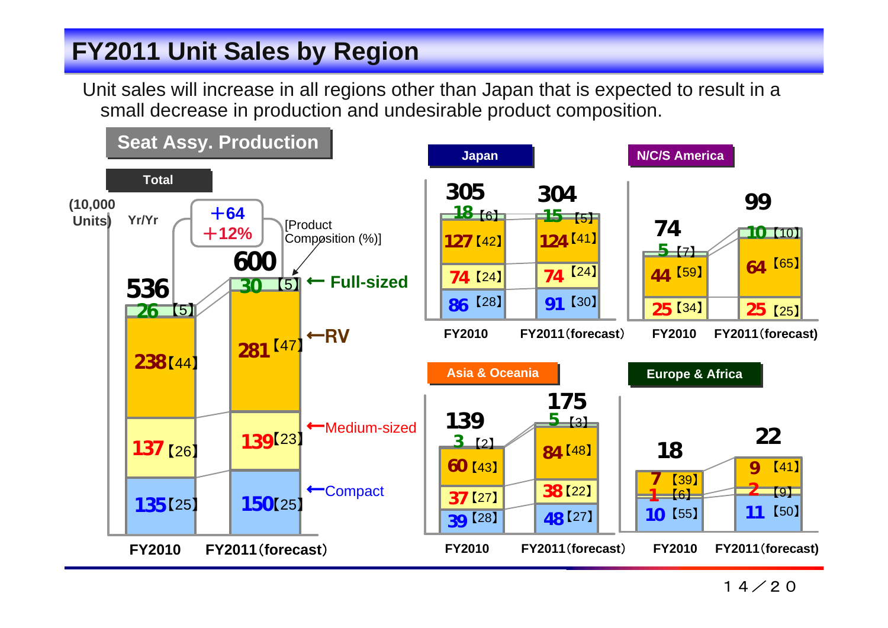# FY2011 Unit Sales by Region

Unit sales will increase in all regions other than Japan that is expected to result in a small decrease in production and undesirable product composition.

## Seat Assy. Production

(10,000 Units), [Product Composition (%)]

### Total

| | FY2010 | FY2011 (forecast) |
|---|---|---|
| Full-sized | 26 [5] | 30 [5] |
| RV | 238 [44] | 281 [47] |
| Medium-sized | 137 [26] | 139 [23] |
| Compact | 135 [25] | 150 [25] |
| Total | 536 | 600 |

Yr/Yr: +64, +12%

### Japan

| | FY2010 | FY2011 (forecast) |
|---|---|---|
| Full-sized | 18 [6] | 15 [5] |
| RV | 127 [42] | 124 [41] |
| Medium-sized | 74 [24] | 74 [24] |
| Compact | 86 [28] | 91 [30] |
| Total | 305 | 304 |

### N/C/S America

| | FY2010 | FY2011 (forecast) |
|---|---|---|
| Full-sized | 5 [7] | 10 [10] |
| RV | 44 [59] | 64 [65] |
| Medium-sized | 25 [34] | 25 [25] |
| Total | 74 | 99 |

### Asia & Oceania

| | FY2010 | FY2011 (forecast) |
|---|---|---|
| Full-sized | 3 [2] | 5 [3] |
| RV | 60 [43] | 84 [48] |
| Medium-sized | 37 [27] | 38 [22] |
| Compact | 39 [28] | 48 [27] |
| Total | 139 | 175 |

### Europe & Africa

| | FY2010 | FY2011 (forecast) |
|---|---|---|
| RV | 7 [39] | 9 [41] |
| Medium-sized | 1 [6] | 2 [9] |
| Compact | 10 [55] | 11 [50] |
| Total | 18 | 22 |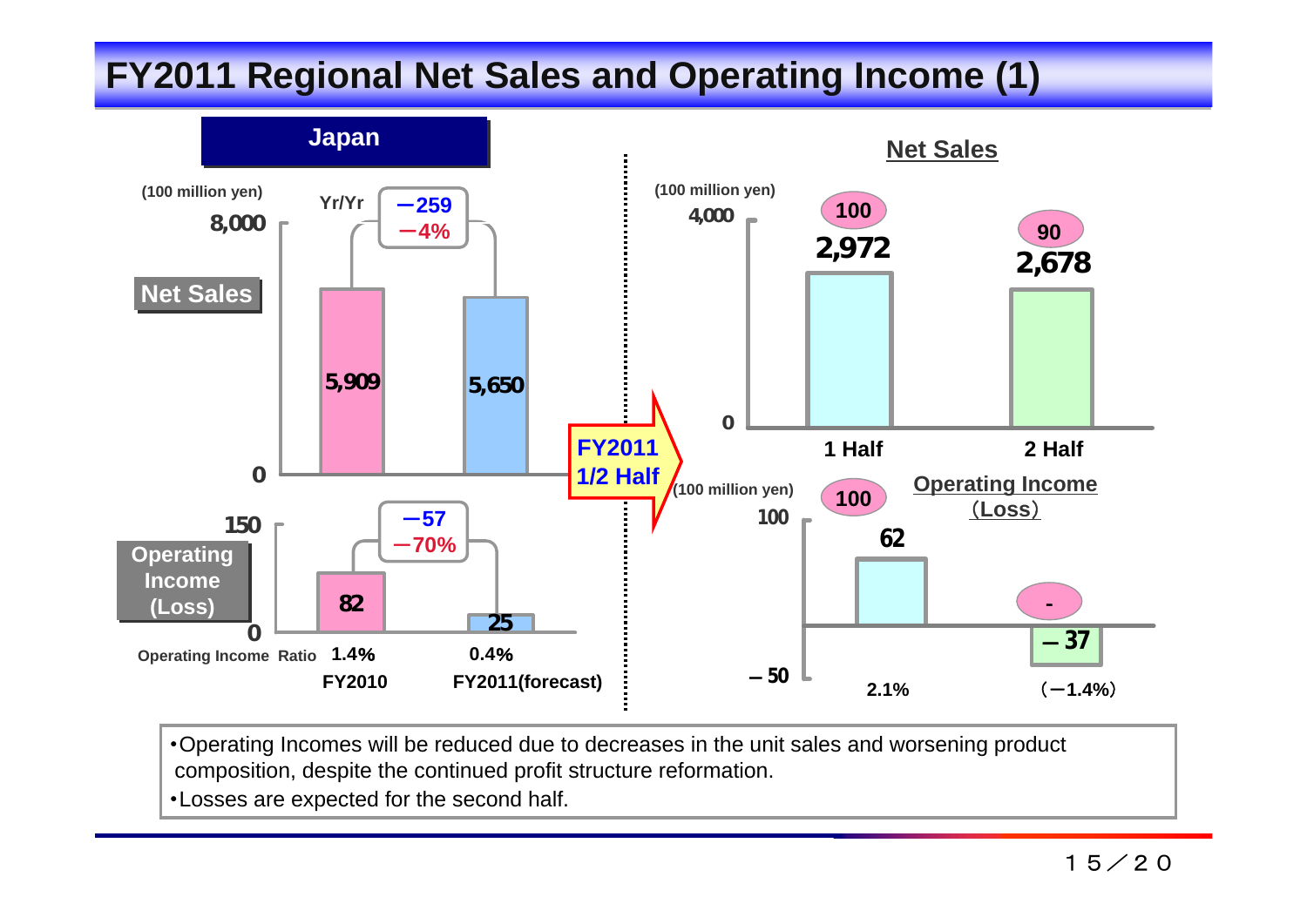# FY2011 Regional Net Sales and Operating Income (1)

## Japan

(100 million yen)

**Net Sales**

| | FY2010 | FY2011(forecast) | Yr/Yr |
|---|---|---|---|
| Net Sales | 5,909 | 5,650 | −259 (−4%) |
| Operating Income (Loss) | 82 | 25 | −57 (−70%) |
| Operating Income Ratio | 1.4% | 0.4% | |

**FY2011 1/2 Half**

**Net Sales**

(100 million yen)

| | 1 Half | 2 Half |
|---|---|---|
| Net Sales | 2,972 | 2,678 |
| (oval label) | 100 | 90 |

**Operating Income (Loss)**

(100 million yen)

| | 1 Half | 2 Half |
|---|---|---|
| Operating Income (Loss) | 62 | −37 |
| (oval label) | 100 | - |
| Ratio | 2.1% | (−1.4%) |

- Operating Incomes will be reduced due to decreases in the unit sales and worsening product composition, despite the continued profit structure reformation.
- Losses are expected for the second half.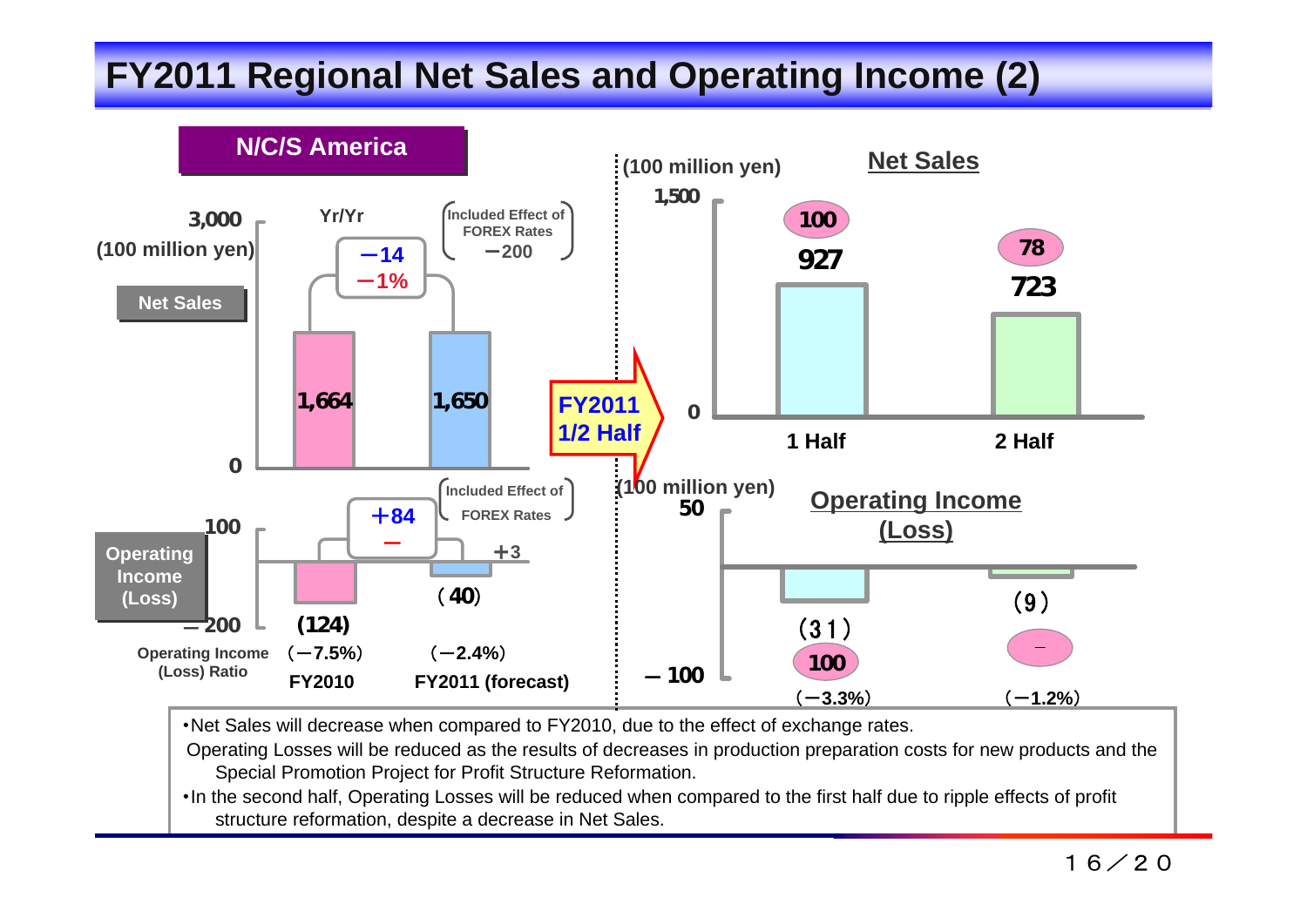# FY2011 Regional Net Sales and Operating Income (2)

## N/C/S America

### Net Sales (100 million yen)

| | FY2010 | FY2011 (forecast) |
|---|---|---|
| Net Sales | 1,664 | 1,650 |

Yr/Yr: −14 (−1%)
Included Effect of FOREX Rates: −200

### Operating Income (Loss) (100 million yen)

| | FY2010 | FY2011 (forecast) |
|---|---|---|
| Operating Income (Loss) | (124) | (40) |
| Operating Income (Loss) Ratio | (−7.5%) | (−2.4%) |

Yr/Yr: +84
Included Effect of FOREX Rates: +3

### FY2011 1/2 Half

**Net Sales** (100 million yen)

| | 1 Half | 2 Half |
|---|---|---|
| Net Sales | 927 | 723 |
| (circled) | 100 | 78 |

**Operating Income (Loss)** (100 million yen)

| | 1 Half | 2 Half |
|---|---|---|
| Operating Income (Loss) | (31) | (9) |
| (circled) | 100 | − |
| Ratio | (−3.3%) | (−1.2%) |

- Net Sales will decrease when compared to FY2010, due to the effect of exchange rates.
  Operating Losses will be reduced as the results of decreases in production preparation costs for new products and the Special Promotion Project for Profit Structure Reformation.
- In the second half, Operating Losses will be reduced when compared to the first half due to ripple effects of profit structure reformation, despite a decrease in Net Sales.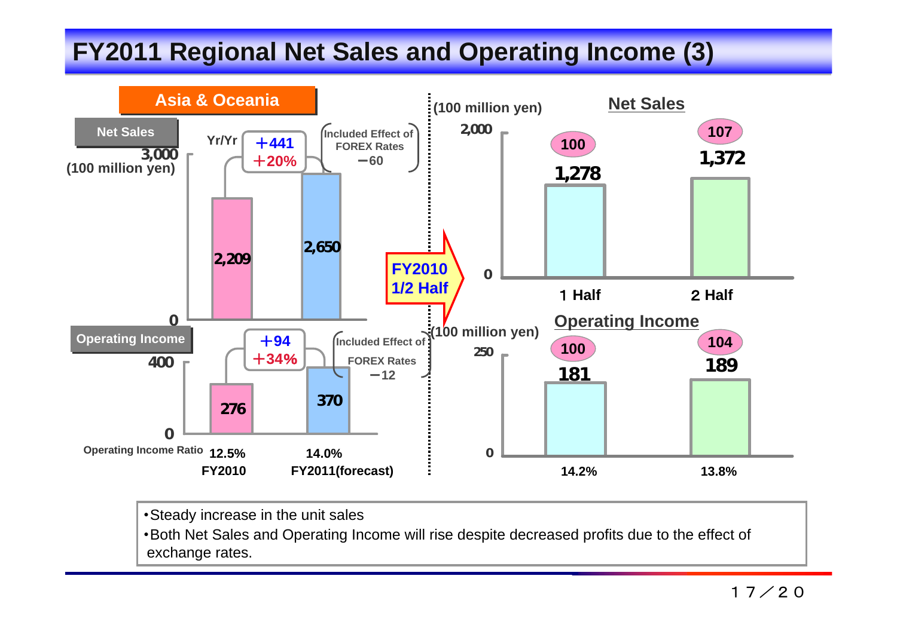# FY2011 Regional Net Sales and Operating Income (3)

## Asia & Oceania

**Net Sales** (100 million yen)

| | FY2010 | FY2011(forecast) |
|---|---|---|
| Net Sales | 2,209 | 2,650 |

Yr/Yr: +441, +20% (Included Effect of FOREX Rates −60)

**Operating Income** (100 million yen)

| | FY2010 | FY2011(forecast) |
|---|---|---|
| Operating Income | 276 | 370 |
| Operating Income Ratio | 12.5% | 14.0% |

Yr/Yr: +94, +34% (Included Effect of FOREX Rates −12)

**FY2010 1/2 Half**

**Net Sales** (100 million yen)

| | 1 Half | 2 Half |
|---|---|---|
| Net Sales | 1,278 | 1,372 |
| Yr/Yr | 100 | 107 |

**Operating Income** (100 million yen)

| | 1 Half | 2 Half |
|---|---|---|
| Operating Income | 181 | 189 |
| Yr/Yr | 100 | 104 |
| Operating Income Ratio | 14.2% | 13.8% |

- Steady increase in the unit sales
- Both Net Sales and Operating Income will rise despite decreased profits due to the effect of exchange rates.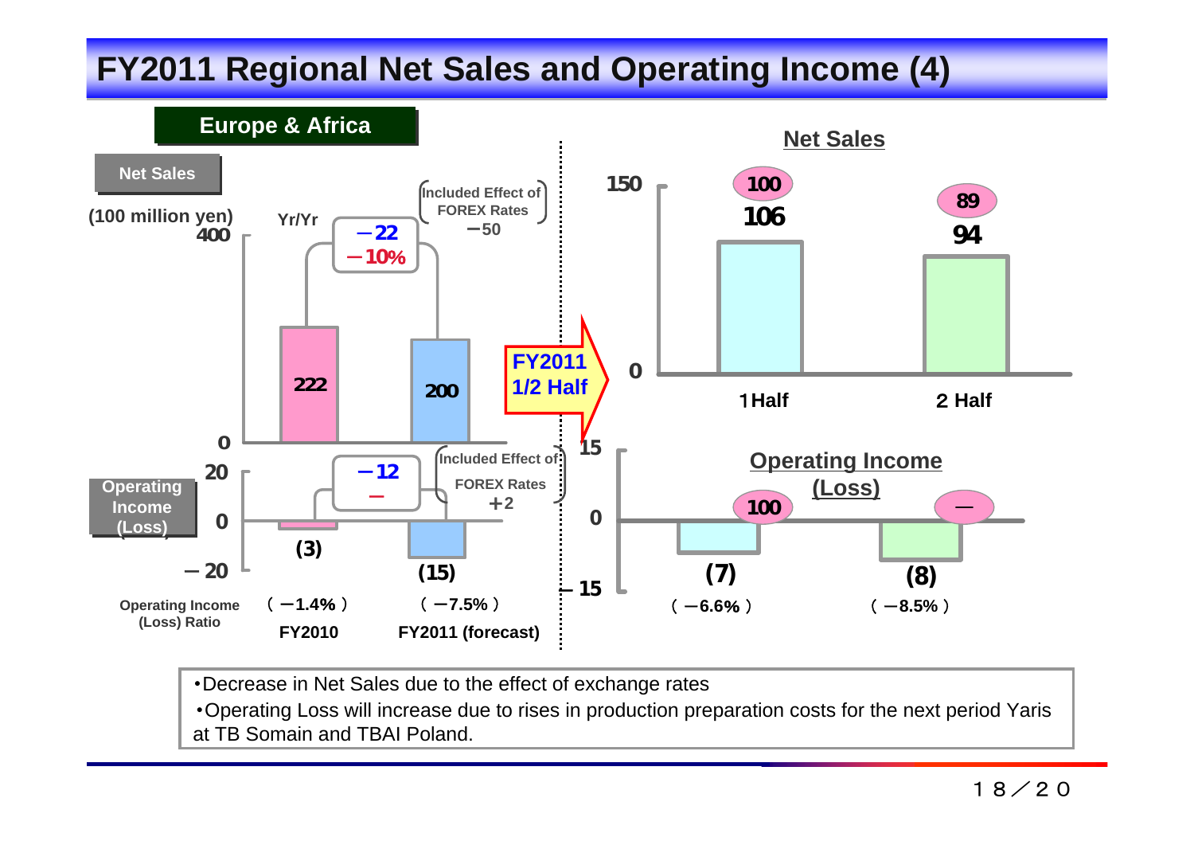# FY2011 Regional Net Sales and Operating Income (4)

## Europe & Africa

**Net Sales** (100 million yen)

| | FY2010 | FY2011 (forecast) | Yr/Yr | Included Effect of FOREX Rates |
|---|---|---|---|---|
| Net Sales | 222 | 200 | −22 (−10%) | −50 |
| Operating Income (Loss) | (3) | (15) | −12 | +2 |
| Operating Income (Loss) Ratio | (−1.4%) | (−7.5%) | | |

**FY2011 1/2 Half**

**Net Sales**

| | 1 Half | 2 Half |
|---|---|---|
| Net Sales | 106 | 94 |
| Yr/Yr (%) | 100 | 89 |

**Operating Income (Loss)**

| | 1 Half | 2 Half |
|---|---|---|
| Operating Income (Loss) | (7) | (8) |
| Yr/Yr (%) | 100 | — |
| Operating Income (Loss) Ratio | (−6.6%) | (−8.5%) |

- Decrease in Net Sales due to the effect of exchange rates
- Operating Loss will increase due to rises in production preparation costs for the next period Yaris at TB Somain and TBAI Poland.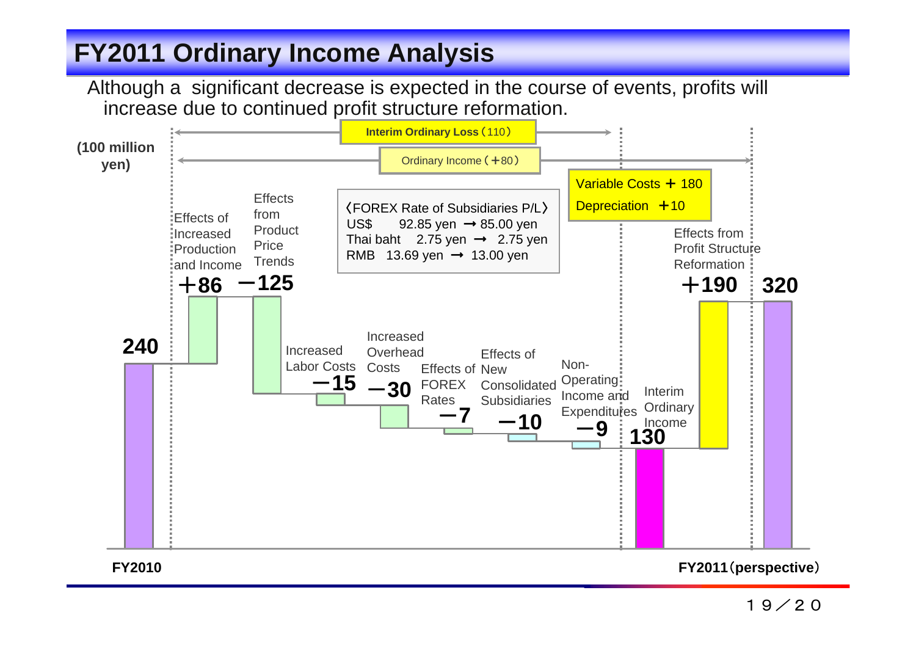# FY2011 Ordinary Income Analysis

Although a significant decrease is expected in the course of events, profits will increase due to continued profit structure reformation.

(100 million yen)

Interim Ordinary Loss（110）

Ordinary Income（＋80）

〈FOREX Rate of Subsidiaries P/L〉
US$ 92.85 yen → 85.00 yen
Thai baht 2.75 yen → 2.75 yen
RMB 13.69 yen → 13.00 yen

Variable Costs ＋180
Depreciation ＋10

| Item | Amount |
| --- | --- |
| FY2010 | 240 |
| Effects of Increased Production and Income | ＋86 |
| Effects from Product Price Trends | －125 |
| Increased Labor Costs | －15 |
| Increased Overhead Costs | －30 |
| Effects of FOREX Rates | －7 |
| Effects of New Consolidated Subsidiaries | －10 |
| Non-Operating Income and Expenditures | －9 |
| Interim Ordinary Income | 130 |
| Effects from Profit Structure Reformation | ＋190 |
| FY2011（perspective） | 320 |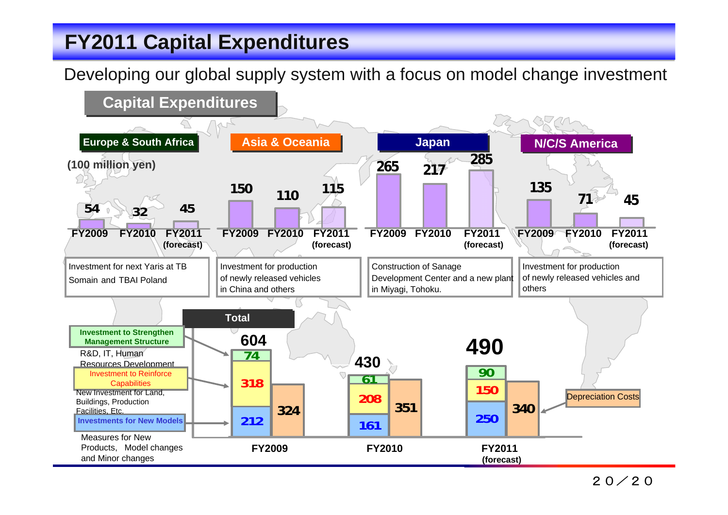# FY2011 Capital Expenditures

Developing our global supply system with a focus on model change investment

## Capital Expenditures

(100 million yen)

**Europe & South Africa**

54
32
45

FY2009 FY2010 FY2011 (forecast)

Investment for next Yaris at TB Somain and TBAI Poland

**Asia & Oceania**

150
110
115

FY2009 FY2010 FY2011 (forecast)

Investment for production of newly released vehicles in China and others

**Japan**

265
217
285

FY2009 FY2010 FY2011 (forecast)

Construction of Sanage Development Center and a new plant in Miyagi, Tohoku.

**N/C/S America**

135
71
45

FY2009 FY2010 FY2011 (forecast)

Investment for production of newly released vehicles and others

**Total**

Investment to Strengthen Management Structure
R&D, IT, Human Resources Development

Investment to Reinforce Capabilities
New Investment for Land, Buildings, Production Facilities, Etc.

Investments for New Models
Measures for New Products, Model changes and Minor changes

Depreciation Costs

FY2009: 604 (74, 318, 212); 324

FY2010: 430 (61, 208, 161); 351

FY2011 (forecast): 490 (90, 150, 250); 340